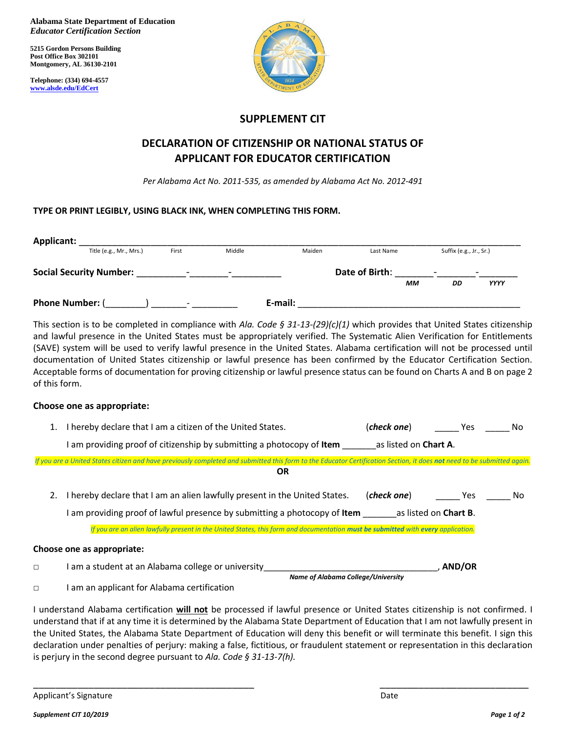**Alabama State Department of Education**
***Educator Certification Section***

**5215 Gordon Persons Building**
**Post Office Box 302101**
**Montgomery, AL 36130-2101**

**Telephone: (334) 694-4557**
**www.alsde.edu/EdCert**

# SUPPLEMENT CIT

## DECLARATION OF CITIZENSHIP OR NATIONAL STATUS OF APPLICANT FOR EDUCATOR CERTIFICATION

*Per Alabama Act No. 2011-535, as amended by Alabama Act No. 2012-491*

**TYPE OR PRINT LEGIBLY, USING BLACK INK, WHEN COMPLETING THIS FORM.**

**Applicant:** ______________________________________________________________________________
Title (e.g., Mr., Mrs.) First Middle Maiden Last Name Suffix (e.g., Jr., Sr.)

**Social Security Number:** _________-_______-_________ **Date of Birth**: _______-_______-_______
*MM DD YYYY*

**Phone Number:** (________) _______- _________ **E-mail:** ________________________________________

This section is to be completed in compliance with *Ala. Code § 31-13-(29)(c)(1)* which provides that United States citizenship and lawful presence in the United States must be appropriately verified. The Systematic Alien Verification for Entitlements (SAVE) system will be used to verify lawful presence in the United States. Alabama certification will not be processed until documentation of United States citizenship or lawful presence has been confirmed by the Educator Certification Section. Acceptable forms of documentation for proving citizenship or lawful presence status can be found on Charts A and B on page 2 of this form.

**Choose one as appropriate:**

1. I hereby declare that I am a citizen of the United States. (***check one***) _____ Yes _____ No

   I am providing proof of citizenship by submitting a photocopy of **Item** _______as listed on **Chart A**.

*If you are a United States citizen and have previously completed and submitted this form to the Educator Certification Section, it does **not** need to be submitted again.*

**OR**

2. I hereby declare that I am an alien lawfully present in the United States. (***check one***) _____ Yes _____ No

   I am providing proof of lawful presence by submitting a photocopy of **Item** _______as listed on **Chart B**.

*If you are an alien lawfully present in the United States, this form and documentation **must be submitted** with **every** application.*

**Choose one as appropriate:**

□ I am a student at an Alabama college or university____________________________________, **AND/OR**
***Name of Alabama College/University***

□ I am an applicant for Alabama certification

I understand Alabama certification **will not** be processed if lawful presence or United States citizenship is not confirmed. I understand that if at any time it is determined by the Alabama State Department of Education that I am not lawfully present in the United States, the Alabama State Department of Education will deny this benefit or will terminate this benefit. I sign this declaration under penalties of perjury: making a false, fictitious, or fraudulent statement or representation in this declaration is perjury in the second degree pursuant to *Ala. Code § 31-13-7(h).*

_____________________________________________ _____________________________
Applicant's Signature Date

***Supplement CIT 10/2019***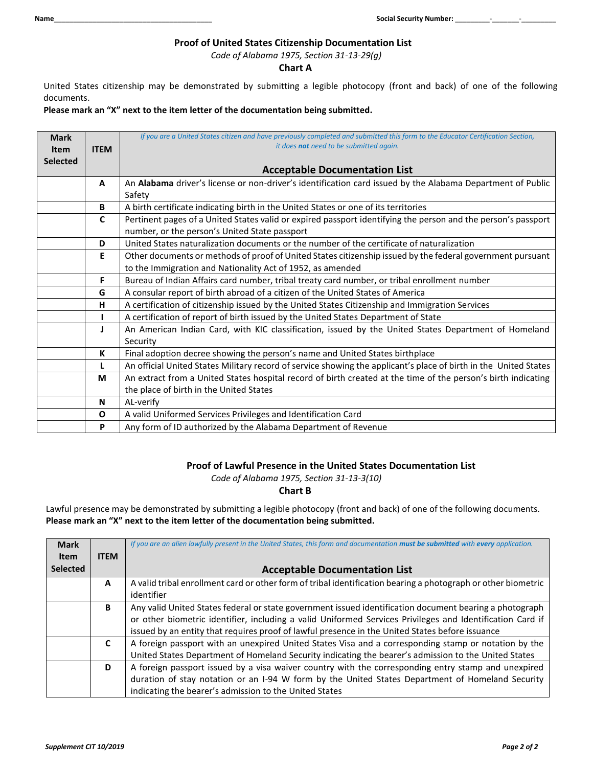Name________________________________________ Social Security Number: _________-_______-_________

## Proof of United States Citizenship Documentation List

*Code of Alabama 1975, Section 31-13-29(g)*

### Chart A

United States citizenship may be demonstrated by submitting a legible photocopy (front and back) of one of the following documents.

**Please mark an "X" next to the item letter of the documentation being submitted.**

| Mark Item Selected | ITEM | *If you are a United States citizen and have previously completed and submitted this form to the Educator Certification Section, it does **not** need to be submitted again.* **Acceptable Documentation List** |
|---|---|---|
| | **A** | An **Alabama** driver's license or non-driver's identification card issued by the Alabama Department of Public Safety |
| | **B** | A birth certificate indicating birth in the United States or one of its territories |
| | **C** | Pertinent pages of a United States valid or expired passport identifying the person and the person's passport number, or the person's United State passport |
| | **D** | United States naturalization documents or the number of the certificate of naturalization |
| | **E** | Other documents or methods of proof of United States citizenship issued by the federal government pursuant to the Immigration and Nationality Act of 1952, as amended |
| | **F** | Bureau of Indian Affairs card number, tribal treaty card number, or tribal enrollment number |
| | **G** | A consular report of birth abroad of a citizen of the United States of America |
| | **H** | A certification of citizenship issued by the United States Citizenship and Immigration Services |
| | **I** | A certification of report of birth issued by the United States Department of State |
| | **J** | An American Indian Card, with KIC classification, issued by the United States Department of Homeland Security |
| | **K** | Final adoption decree showing the person's name and United States birthplace |
| | **L** | An official United States Military record of service showing the applicant's place of birth in the United States |
| | **M** | An extract from a United States hospital record of birth created at the time of the person's birth indicating the place of birth in the United States |
| | **N** | AL-verify |
| | **O** | A valid Uniformed Services Privileges and Identification Card |
| | **P** | Any form of ID authorized by the Alabama Department of Revenue |

## Proof of Lawful Presence in the United States Documentation List

*Code of Alabama 1975, Section 31-13-3(10)*

### Chart B

Lawful presence may be demonstrated by submitting a legible photocopy (front and back) of one of the following documents.

**Please mark an "X" next to the item letter of the documentation being submitted.**

| Mark Item Selected | ITEM | *If you are an alien lawfully present in the United States, this form and documentation **must be submitted** with **every** application.* **Acceptable Documentation List** |
|---|---|---|
| | **A** | A valid tribal enrollment card or other form of tribal identification bearing a photograph or other biometric identifier |
| | **B** | Any valid United States federal or state government issued identification document bearing a photograph or other biometric identifier, including a valid Uniformed Services Privileges and Identification Card if issued by an entity that requires proof of lawful presence in the United States before issuance |
| | **C** | A foreign passport with an unexpired United States Visa and a corresponding stamp or notation by the United States Department of Homeland Security indicating the bearer's admission to the United States |
| | **D** | A foreign passport issued by a visa waiver country with the corresponding entry stamp and unexpired duration of stay notation or an I-94 W form by the United States Department of Homeland Security indicating the bearer's admission to the United States |

*Supplement CIT 10/2019*